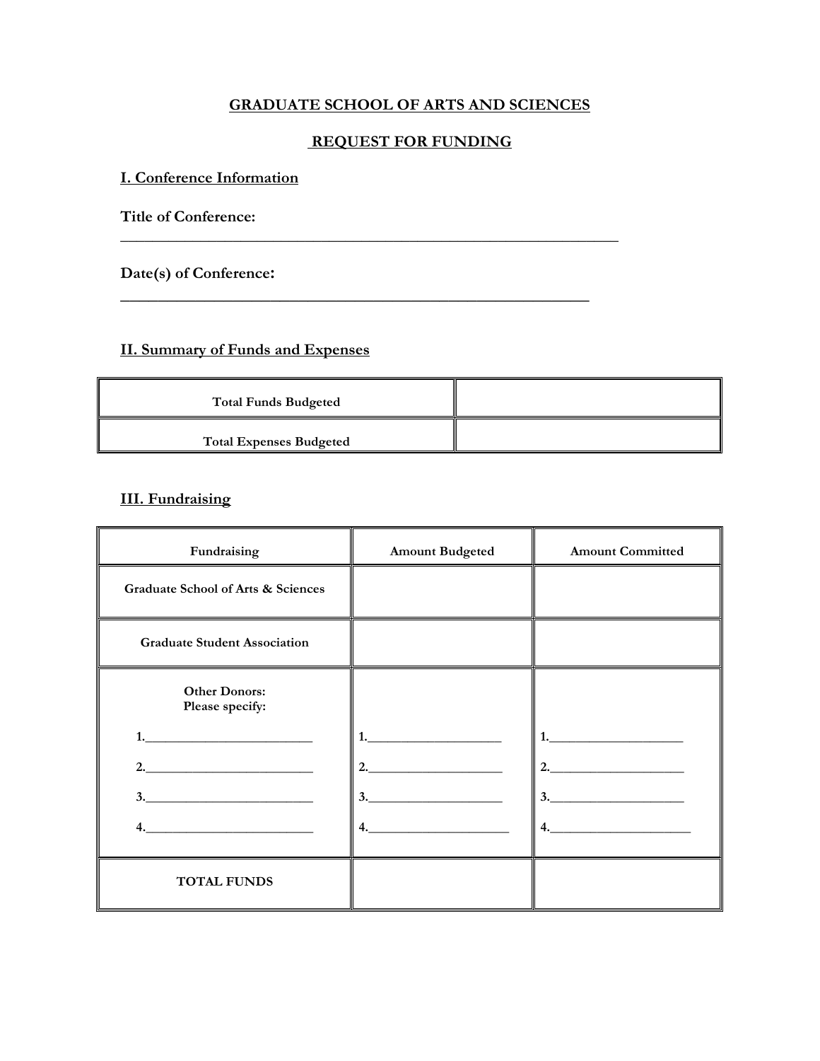**GRADUATE SCHOOL OF ARTS AND SCIENCES**

**REQUEST FOR FUNDING**

## I. Conference Information

**Title of Conference:**
______________________________________________________________

**Date(s) of Conference:**
__________________________________________________________

## II. Summary of Funds and Expenses

| | |
|---|---|
| **Total Funds Budgeted** | |
| **Total Expenses Budgeted** | |

## III. Fundraising

| Fundraising | Amount Budgeted | Amount Committed |
|---|---|---|
| **Graduate School of Arts & Sciences** | | |
| **Graduate Student Association** | | |
| **Other Donors: Please specify:** 1.________ 2.________ 3.________ 4.________ | 1.________ 2.________ 3.________ 4.________ | 1.________ 2.________ 3.________ 4.________ |
| **TOTAL FUNDS** | | |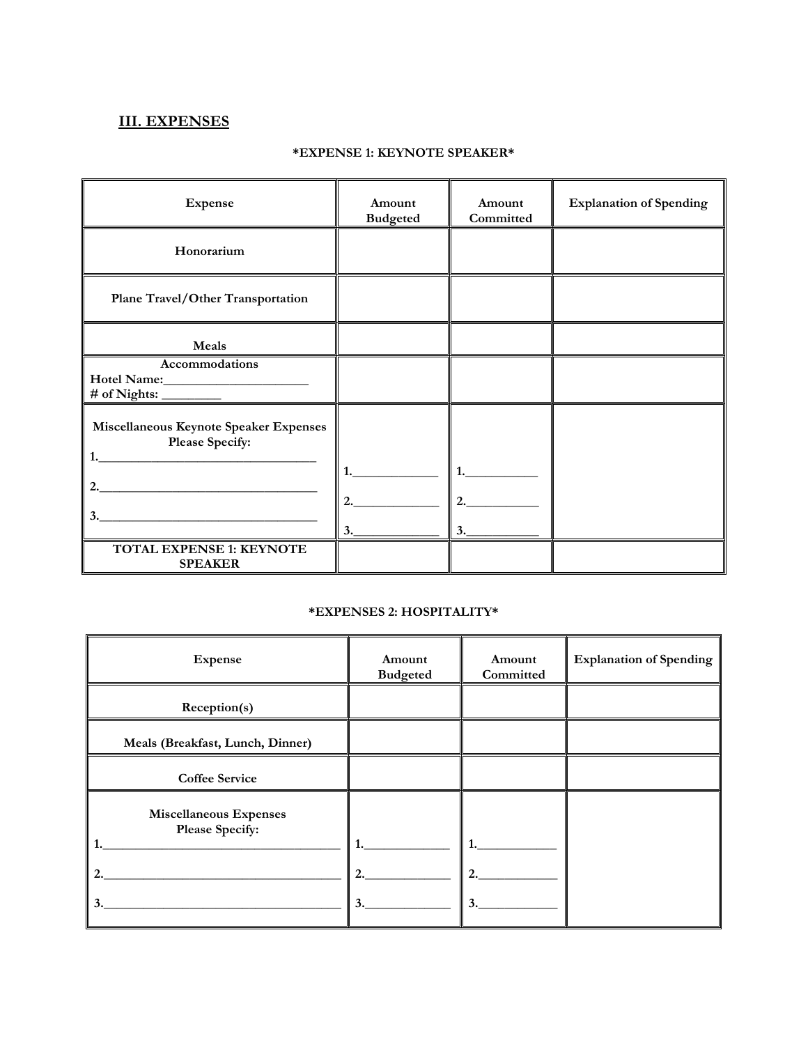## III. EXPENSES

**\*EXPENSE 1: KEYNOTE SPEAKER\***

| Expense | Amount Budgeted | Amount Committed | Explanation of Spending |
|---|---|---|---|
| **Honorarium** | | | |
| **Plane Travel/Other Transportation** | | | |
| **Meals** | | | |
| **Accommodations**<br>**Hotel Name:**______________________<br>**# of Nights:** _________ | | | |
| **Miscellaneous Keynote Speaker Expenses Please Specify:**<br>1.__________________________________<br>2.__________________________________<br>3.__________________________________ | 1.____________<br>2.____________<br>3.____________ | 1.___________<br>2.___________<br>3.___________ | |
| **TOTAL EXPENSE 1: KEYNOTE SPEAKER** | | | |

**\*EXPENSES 2: HOSPITALITY\***

| Expense | Amount Budgeted | Amount Committed | Explanation of Spending |
|---|---|---|---|
| **Reception(s)** | | | |
| **Meals (Breakfast, Lunch, Dinner)** | | | |
| **Coffee Service** | | | |
| **Miscellaneous Expenses Please Specify:**<br>1.______________________________________<br>2.______________________________________<br>3.______________________________________ | 1.____________<br>2.____________<br>3.____________ | 1.____________<br>2.____________<br>3.____________ | |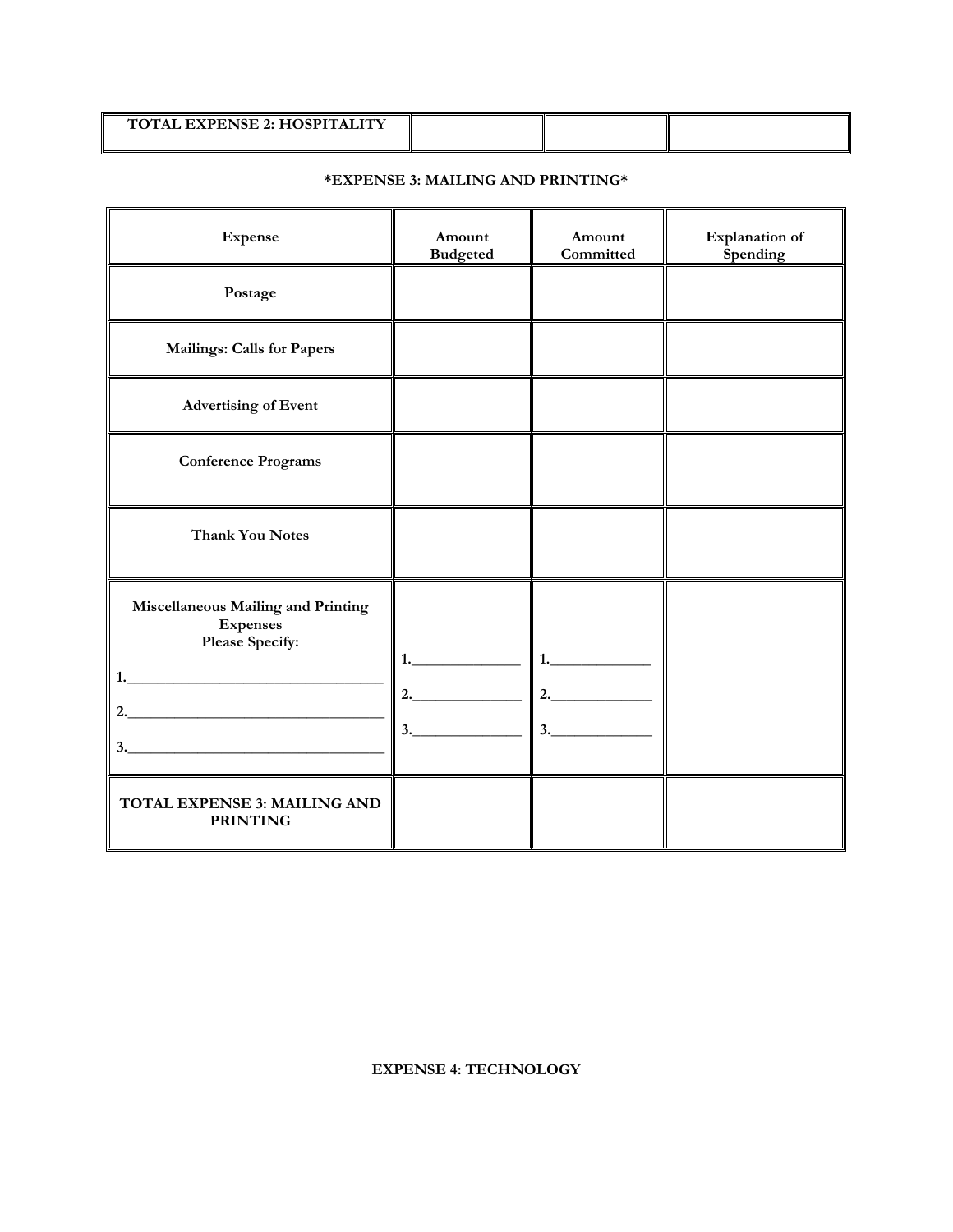| TOTAL EXPENSE 2: HOSPITALITY | | | |
|---|---|---|---|

**\*EXPENSE 3: MAILING AND PRINTING\***

| Expense | Amount Budgeted | Amount Committed | Explanation of Spending |
|---|---|---|---|
| **Postage** | | | |
| **Mailings: Calls for Papers** | | | |
| **Advertising of Event** | | | |
| **Conference Programs** | | | |
| **Thank You Notes** | | | |
| **Miscellaneous Mailing and Printing Expenses Please Specify:** 1.\_\_\_\_\_\_\_\_\_\_\_\_\_\_\_\_ 2.\_\_\_\_\_\_\_\_\_\_\_\_\_\_\_\_ 3.\_\_\_\_\_\_\_\_\_\_\_\_\_\_\_\_ | 1.\_\_\_\_\_\_\_\_ 2.\_\_\_\_\_\_\_\_ 3.\_\_\_\_\_\_\_\_ | 1.\_\_\_\_\_\_\_\_ 2.\_\_\_\_\_\_\_\_ 3.\_\_\_\_\_\_\_\_ | |
| **TOTAL EXPENSE 3: MAILING AND PRINTING** | | | |

**EXPENSE 4: TECHNOLOGY**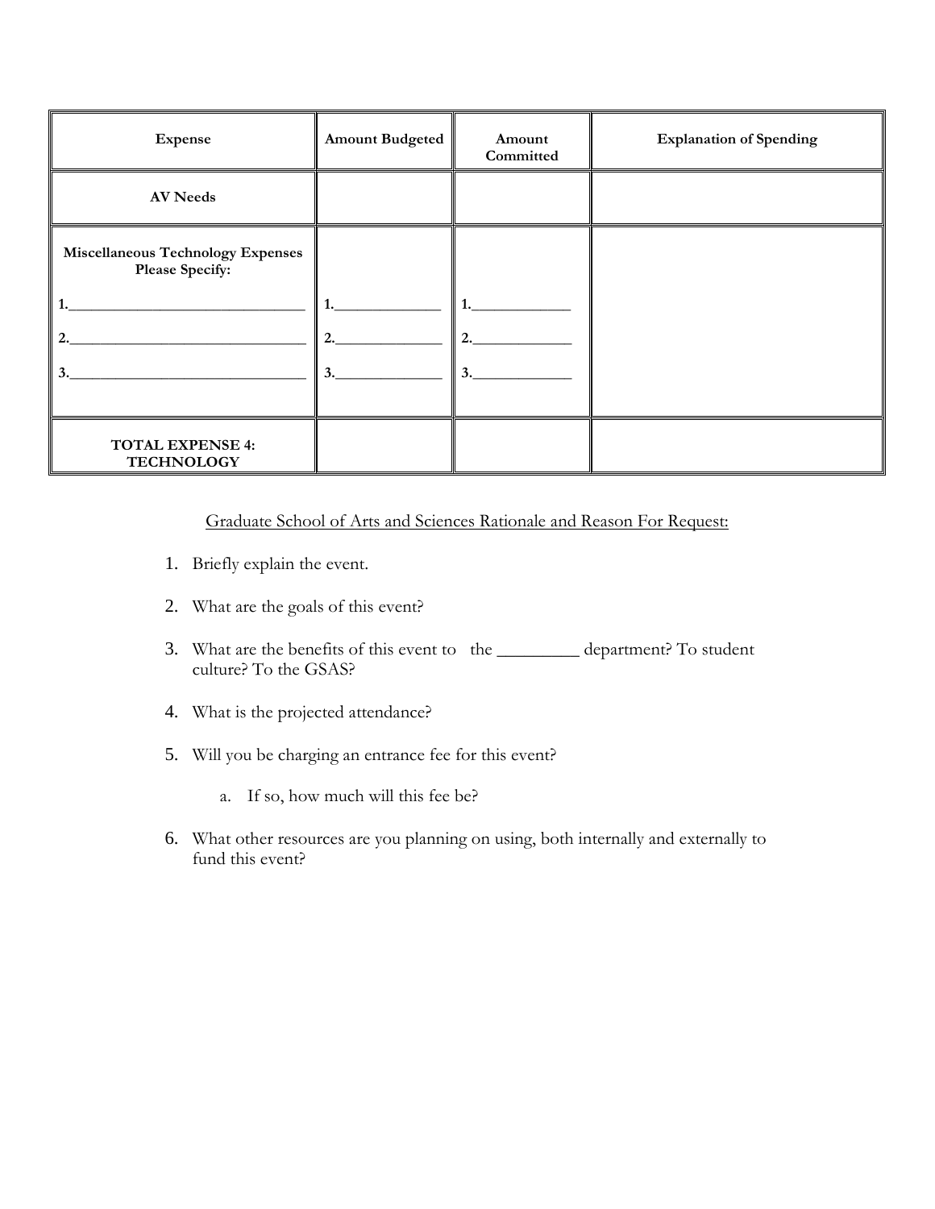| Expense | Amount Budgeted | Amount Committed | Explanation of Spending |
|---|---|---|---|
| **AV Needs** | | | |
| **Miscellaneous Technology Expenses Please Specify:** **1.**_______________________________ **2.**_______________________________ **3.**_______________________________ | **1.**_____________ **2.**_____________ **3.**_____________ | **1.**_____________ **2.**_____________ **3.**_____________ | |
| **TOTAL EXPENSE 4: TECHNOLOGY** | | | |

<u>Graduate School of Arts and Sciences Rationale and Reason For Request:</u>

1. Briefly explain the event.
2. What are the goals of this event?
3. What are the benefits of this event to the _________ department? To student culture? To the GSAS?
4. What is the projected attendance?
5. Will you be charging an entrance fee for this event?
    a. If so, how much will this fee be?
6. What other resources are you planning on using, both internally and externally to fund this event?